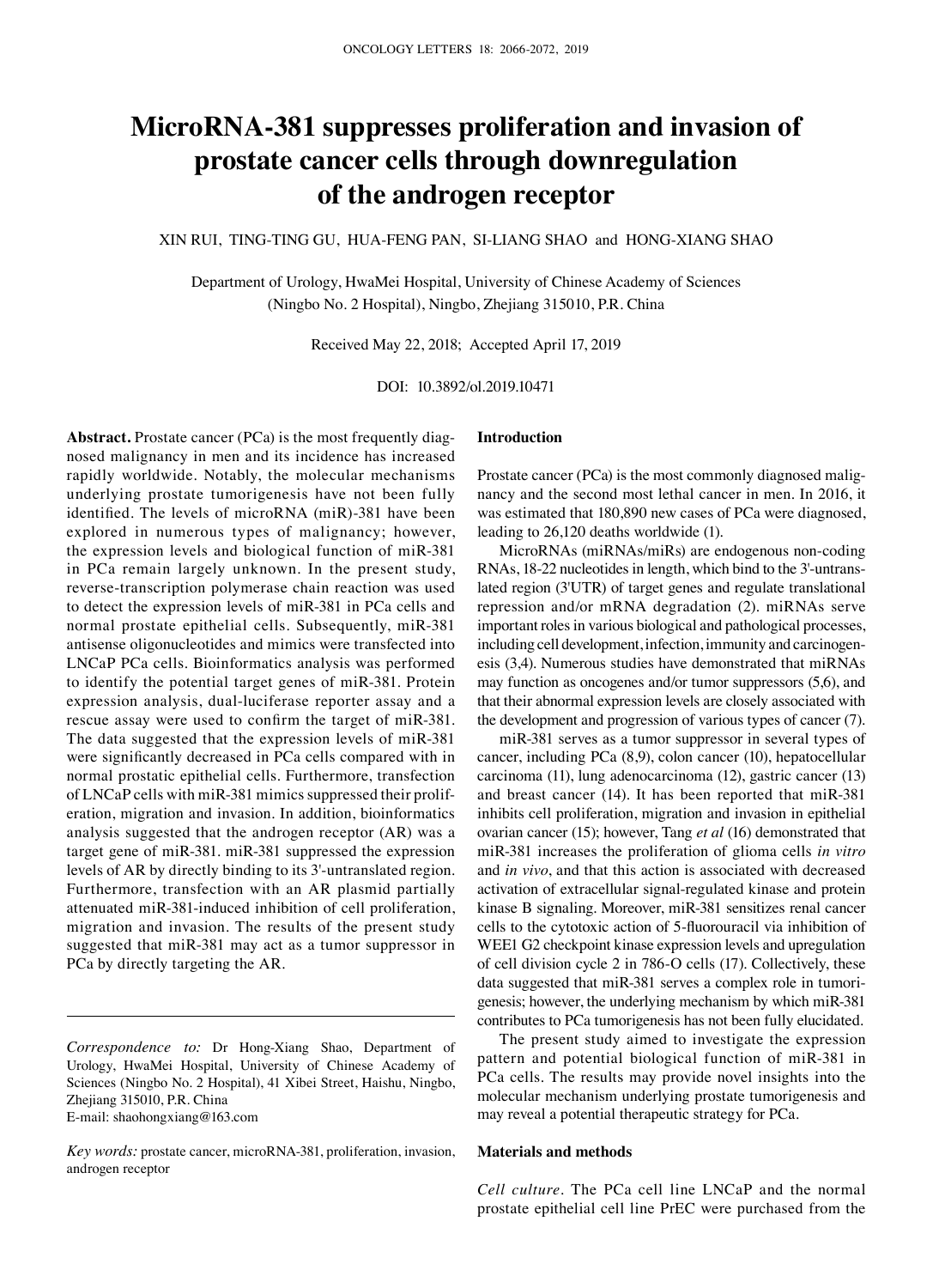# MicroRNA-381 suppresses proliferation and invasion of prostate cancer cells through downregulation of the androgen receptor

XIN RUI, TING-TING GU, HUA-FENG PAN, SI-LIANG SHAO and HONG-XIANG SHAO

Department of Urology, HwaMei Hospital, University of Chinese Academy of Sciences (Ningbo No. 2 Hospital), Ningbo, Zhejiang 315010, P.R. China

Received May 22, 2018; Accepted April 17, 2019

DOI: 10.3892/ol.2019.10471

**Abstract.** Prostate cancer (PCa) is the most frequently diagnosed malignancy in men and its incidence has increased rapidly worldwide. Notably, the molecular mechanisms underlying prostate tumorigenesis have not been fully identified. The levels of microRNA (miR)-381 have been explored in numerous types of malignancy; however, the expression levels and biological function of miR-381 in PCa remain largely unknown. In the present study, reverse-transcription polymerase chain reaction was used to detect the expression levels of miR-381 in PCa cells and normal prostate epithelial cells. Subsequently, miR-381 antisense oligonucleotides and mimics were transfected into LNCaP PCa cells. Bioinformatics analysis was performed to identify the potential target genes of miR-381. Protein expression analysis, dual-luciferase reporter assay and a rescue assay were used to confirm the target of miR-381. The data suggested that the expression levels of miR-381 were significantly decreased in PCa cells compared with in normal prostatic epithelial cells. Furthermore, transfection of LNCaP cells with miR-381 mimics suppressed their proliferation, migration and invasion. In addition, bioinformatics analysis suggested that the androgen receptor (AR) was a target gene of miR-381. miR-381 suppressed the expression levels of AR by directly binding to its 3'-untranslated region. Furthermore, transfection with an AR plasmid partially attenuated miR-381-induced inhibition of cell proliferation, migration and invasion. The results of the present study suggested that miR-381 may act as a tumor suppressor in PCa by directly targeting the AR.

*Correspondence to:* Dr Hong-Xiang Shao, Department of Urology, HwaMei Hospital, University of Chinese Academy of Sciences (Ningbo No. 2 Hospital), 41 Xibei Street, Haishu, Ningbo, Zhejiang 315010, P.R. China
E-mail: shaohongxiang@163.com

*Key words:* prostate cancer, microRNA-381, proliferation, invasion, androgen receptor

## Introduction

Prostate cancer (PCa) is the most commonly diagnosed malignancy and the second most lethal cancer in men. In 2016, it was estimated that 180,890 new cases of PCa were diagnosed, leading to 26,120 deaths worldwide (1).

MicroRNAs (miRNAs/miRs) are endogenous non-coding RNAs, 18-22 nucleotides in length, which bind to the 3'-untranslated region (3'UTR) of target genes and regulate translational repression and/or mRNA degradation (2). miRNAs serve important roles in various biological and pathological processes, including cell development, infection, immunity and carcinogenesis (3,4). Numerous studies have demonstrated that miRNAs may function as oncogenes and/or tumor suppressors (5,6), and that their abnormal expression levels are closely associated with the development and progression of various types of cancer (7).

miR-381 serves as a tumor suppressor in several types of cancer, including PCa (8,9), colon cancer (10), hepatocellular carcinoma (11), lung adenocarcinoma (12), gastric cancer (13) and breast cancer (14). It has been reported that miR-381 inhibits cell proliferation, migration and invasion in epithelial ovarian cancer (15); however, Tang *et al* (16) demonstrated that miR-381 increases the proliferation of glioma cells *in vitro* and *in vivo*, and that this action is associated with decreased activation of extracellular signal-regulated kinase and protein kinase B signaling. Moreover, miR-381 sensitizes renal cancer cells to the cytotoxic action of 5-fluorouracil via inhibition of WEE1 G2 checkpoint kinase expression levels and upregulation of cell division cycle 2 in 786-O cells (17). Collectively, these data suggested that miR-381 serves a complex role in tumorigenesis; however, the underlying mechanism by which miR-381 contributes to PCa tumorigenesis has not been fully elucidated.

The present study aimed to investigate the expression pattern and potential biological function of miR-381 in PCa cells. The results may provide novel insights into the molecular mechanism underlying prostate tumorigenesis and may reveal a potential therapeutic strategy for PCa.

## Materials and methods

*Cell culture.* The PCa cell line LNCaP and the normal prostate epithelial cell line PrEC were purchased from the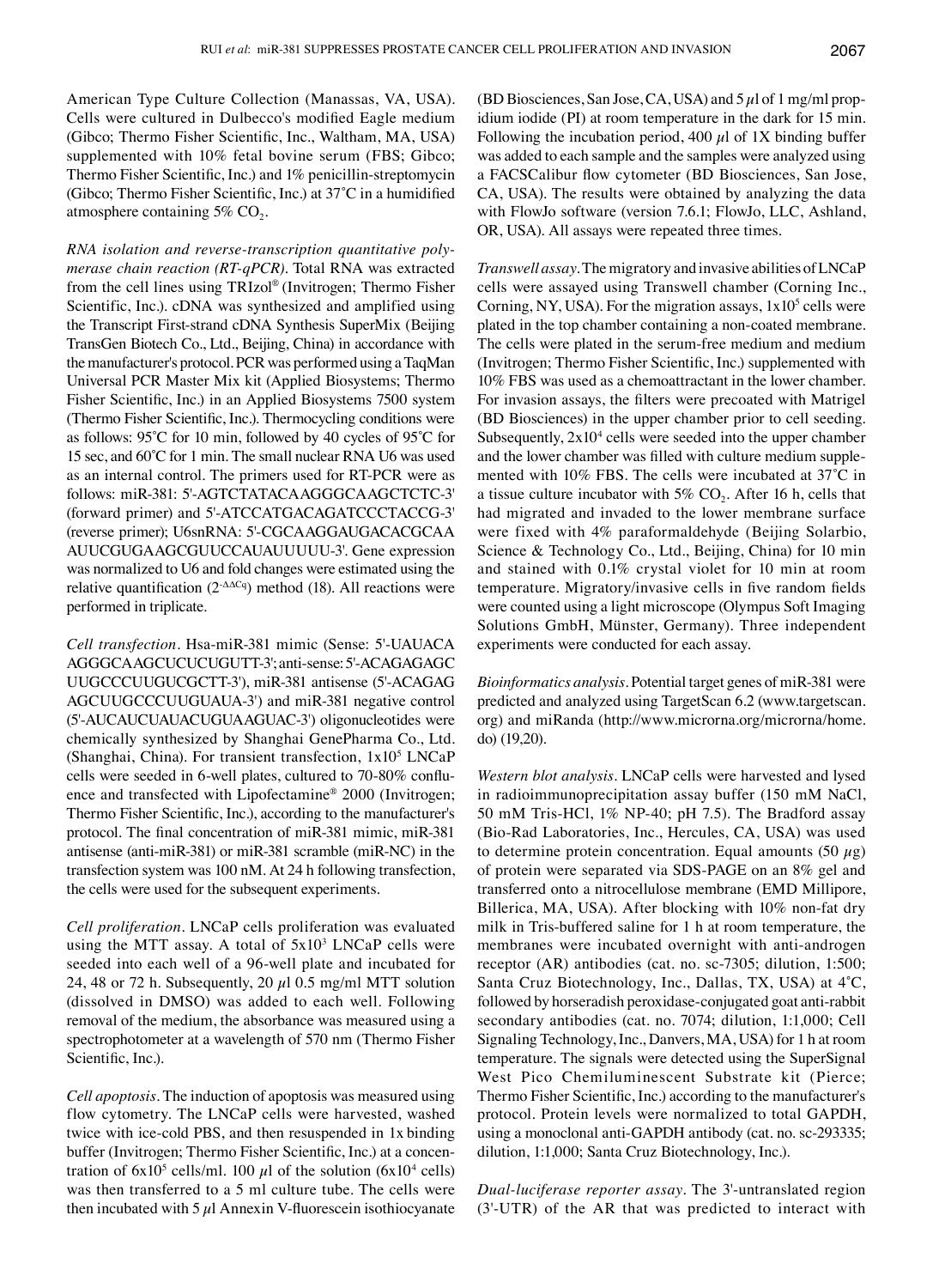American Type Culture Collection (Manassas, VA, USA). Cells were cultured in Dulbecco's modified Eagle medium (Gibco; Thermo Fisher Scientific, Inc., Waltham, MA, USA) supplemented with 10% fetal bovine serum (FBS; Gibco; Thermo Fisher Scientific, Inc.) and 1% penicillin-streptomycin (Gibco; Thermo Fisher Scientific, Inc.) at 37˚C in a humidified atmosphere containing 5% $CO_2$.

*RNA isolation and reverse-transcription quantitative polymerase chain reaction (RT-qPCR).* Total RNA was extracted from the cell lines using TRIzol® (Invitrogen; Thermo Fisher Scientific, Inc.). cDNA was synthesized and amplified using the Transcript First-strand cDNA Synthesis SuperMix (Beijing TransGen Biotech Co., Ltd., Beijing, China) in accordance with the manufacturer's protocol. PCR was performed using a TaqMan Universal PCR Master Mix kit (Applied Biosystems; Thermo Fisher Scientific, Inc.) in an Applied Biosystems 7500 system (Thermo Fisher Scientific, Inc.). Thermocycling conditions were as follows: 95˚C for 10 min, followed by 40 cycles of 95˚C for 15 sec, and 60˚C for 1 min. The small nuclear RNA U6 was used as an internal control. The primers used for RT-PCR were as follows: miR-381: 5'-AGTCTATACAAGGGCAAGCTCTC-3' (forward primer) and 5'-ATCCATGACAGATCCCTACCG-3' (reverse primer); U6snRNA: 5'-CGCAAGGAUGACACGCAA AUUCGUGAAGCGUUCCAUAUUUUU-3'. Gene expression was normalized to U6 and fold changes were estimated using the relative quantification ($2^{-\Delta\Delta Cq}$) method (18). All reactions were performed in triplicate.

*Cell transfection.* Hsa-miR-381 mimic (Sense: 5'-UAUACA AGGGCAAGCUCUCUGUTT-3'; anti-sense: 5'-ACAGAGAGC UUGCCCUUGUCGCTT-3'), miR-381 antisense (5'-ACAGAG AGCUUGCCCUUGUAUA-3') and miR-381 negative control (5'-AUCAUCUAUACUGUAAGUAC-3') oligonucleotides were chemically synthesized by Shanghai GenePharma Co., Ltd. (Shanghai, China). For transient transfection, $1x10^5$ LNCaP cells were seeded in 6-well plates, cultured to 70-80% confluence and transfected with Lipofectamine® 2000 (Invitrogen; Thermo Fisher Scientific, Inc.), according to the manufacturer's protocol. The final concentration of miR-381 mimic, miR-381 antisense (anti-miR-381) or miR-381 scramble (miR-NC) in the transfection system was 100 nM. At 24 h following transfection, the cells were used for the subsequent experiments.

*Cell proliferation.* LNCaP cells proliferation was evaluated using the MTT assay. A total of $5x10^3$ LNCaP cells were seeded into each well of a 96-well plate and incubated for 24, 48 or 72 h. Subsequently, 20 $\mu$l 0.5 mg/ml MTT solution (dissolved in DMSO) was added to each well. Following removal of the medium, the absorbance was measured using a spectrophotometer at a wavelength of 570 nm (Thermo Fisher Scientific, Inc.).

*Cell apoptosis.* The induction of apoptosis was measured using flow cytometry. The LNCaP cells were harvested, washed twice with ice-cold PBS, and then resuspended in 1x binding buffer (Invitrogen; Thermo Fisher Scientific, Inc.) at a concentration of $6x10^5$ cells/ml. 100 $\mu$l of the solution ($6x10^4$ cells) was then transferred to a 5 ml culture tube. The cells were then incubated with 5 $\mu$l Annexin V-fluorescein isothiocyanate (BD Biosciences, San Jose, CA, USA) and 5 $\mu$l of 1 mg/ml propidium iodide (PI) at room temperature in the dark for 15 min. Following the incubation period, 400 $\mu$l of 1X binding buffer was added to each sample and the samples were analyzed using a FACSCalibur flow cytometer (BD Biosciences, San Jose, CA, USA). The results were obtained by analyzing the data with FlowJo software (version 7.6.1; FlowJo, LLC, Ashland, OR, USA). All assays were repeated three times.

*Transwell assay.* The migratory and invasive abilities of LNCaP cells were assayed using Transwell chamber (Corning Inc., Corning, NY, USA). For the migration assays, $1x10^5$ cells were plated in the top chamber containing a non-coated membrane. The cells were plated in the serum-free medium and medium (Invitrogen; Thermo Fisher Scientific, Inc.) supplemented with 10% FBS was used as a chemoattractant in the lower chamber. For invasion assays, the filters were precoated with Matrigel (BD Biosciences) in the upper chamber prior to cell seeding. Subsequently, $2x10^4$ cells were seeded into the upper chamber and the lower chamber was filled with culture medium supplemented with 10% FBS. The cells were incubated at 37˚C in a tissue culture incubator with 5% $CO_2$. After 16 h, cells that had migrated and invaded to the lower membrane surface were fixed with 4% paraformaldehyde (Beijing Solarbio, Science & Technology Co., Ltd., Beijing, China) for 10 min and stained with 0.1% crystal violet for 10 min at room temperature. Migratory/invasive cells in five random fields were counted using a light microscope (Olympus Soft Imaging Solutions GmbH, Münster, Germany). Three independent experiments were conducted for each assay.

*Bioinformatics analysis.* Potential target genes of miR-381 were predicted and analyzed using TargetScan 6.2 (www.targetscan.org) and miRanda (http://www.microrna.org/microrna/home.do) (19,20).

*Western blot analysis.* LNCaP cells were harvested and lysed in radioimmunoprecipitation assay buffer (150 mM NaCl, 50 mM Tris-HCl, 1% NP-40; pH 7.5). The Bradford assay (Bio-Rad Laboratories, Inc., Hercules, CA, USA) was used to determine protein concentration. Equal amounts (50 $\mu$g) of protein were separated via SDS-PAGE on an 8% gel and transferred onto a nitrocellulose membrane (EMD Millipore, Billerica, MA, USA). After blocking with 10% non-fat dry milk in Tris-buffered saline for 1 h at room temperature, the membranes were incubated overnight with anti-androgen receptor (AR) antibodies (cat. no. sc-7305; dilution, 1:500; Santa Cruz Biotechnology, Inc., Dallas, TX, USA) at 4˚C, followed by horseradish peroxidase-conjugated goat anti-rabbit secondary antibodies (cat. no. 7074; dilution, 1:1,000; Cell Signaling Technology, Inc., Danvers, MA, USA) for 1 h at room temperature. The signals were detected using the SuperSignal West Pico Chemiluminescent Substrate kit (Pierce; Thermo Fisher Scientific, Inc.) according to the manufacturer's protocol. Protein levels were normalized to total GAPDH, using a monoclonal anti-GAPDH antibody (cat. no. sc-293335; dilution, 1:1,000; Santa Cruz Biotechnology, Inc.).

*Dual-luciferase reporter assay.* The 3'-untranslated region (3'-UTR) of the AR that was predicted to interact with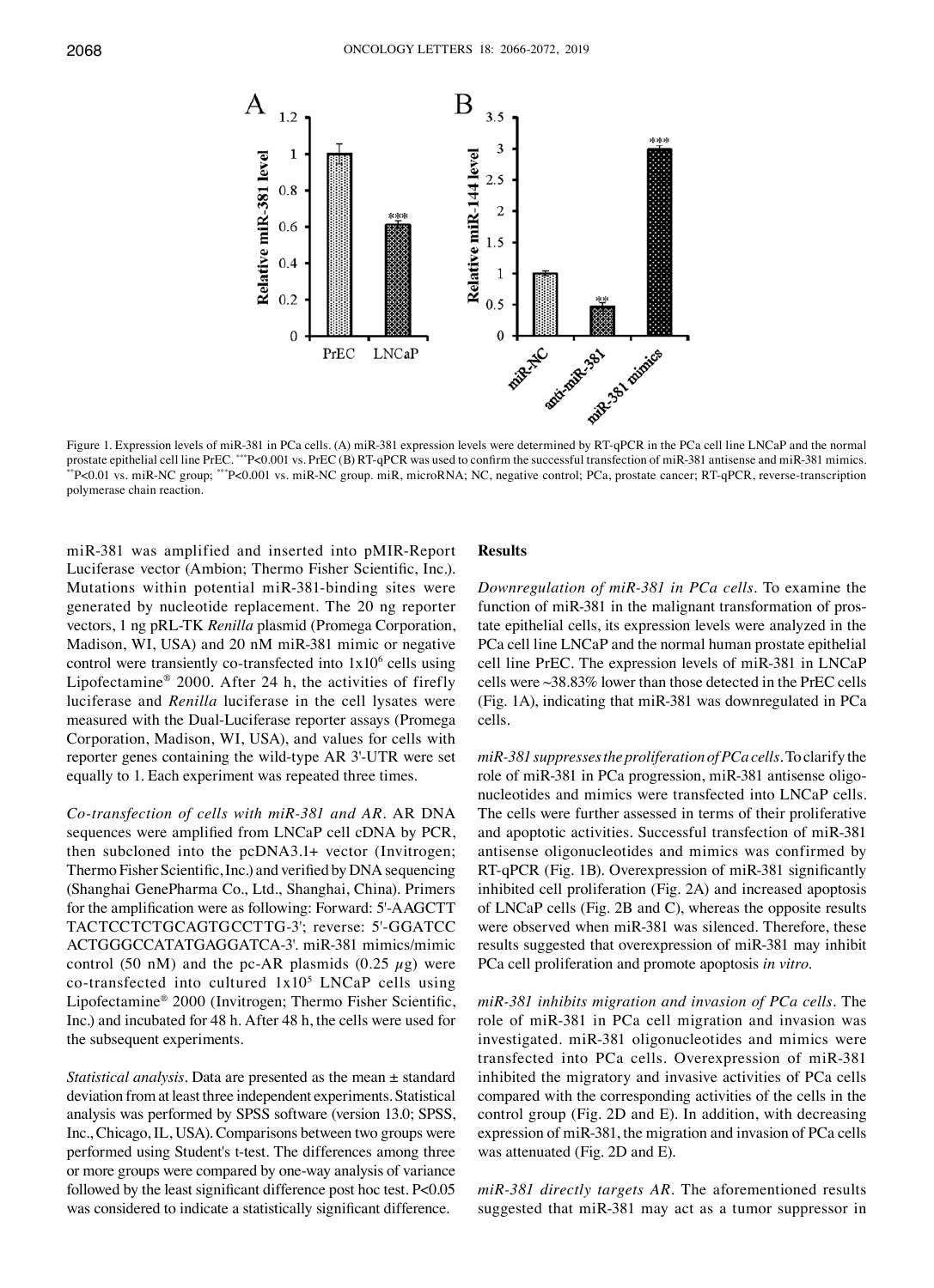Figure 1. Expression levels of miR-381 in PCa cells. (A) miR-381 expression levels were determined by RT-qPCR in the PCa cell line LNCaP and the normal prostate epithelial cell line PrEC. ***P<0.001 vs. PrEC (B) RT-qPCR was used to confirm the successful transfection of miR-381 antisense and miR-381 mimics. **P<0.01 vs. miR-NC group; ***P<0.001 vs. miR-NC group. miR, microRNA; NC, negative control; PCa, prostate cancer; RT-qPCR, reverse-transcription polymerase chain reaction.

miR-381 was amplified and inserted into pMIR-Report Luciferase vector (Ambion; Thermo Fisher Scientific, Inc.). Mutations within potential miR-381-binding sites were generated by nucleotide replacement. The 20 ng reporter vectors, 1 ng pRL-TK *Renilla* plasmid (Promega Corporation, Madison, WI, USA) and 20 nM miR-381 mimic or negative control were transiently co-transfected into $1 \times 10^6$ cells using Lipofectamine® 2000. After 24 h, the activities of firefly luciferase and *Renilla* luciferase in the cell lysates were measured with the Dual-Luciferase reporter assays (Promega Corporation, Madison, WI, USA), and values for cells with reporter genes containing the wild-type AR 3'-UTR were set equally to 1. Each experiment was repeated three times.

*Co-transfection of cells with miR-381 and AR.* AR DNA sequences were amplified from LNCaP cell cDNA by PCR, then subcloned into the pcDNA3.1+ vector (Invitrogen; Thermo Fisher Scientific, Inc.) and verified by DNA sequencing (Shanghai GenePharma Co., Ltd., Shanghai, China). Primers for the amplification were as following: Forward: 5'-AAGCTT TACTCCTCTGCAGTGCCTTG-3'; reverse: 5'-GGATCC ACTGGGCCATATGAGGATCA-3'. miR-381 mimics/mimic control (50 nM) and the pc-AR plasmids (0.25 $\mu$g) were co-transfected into cultured $1 \times 10^5$ LNCaP cells using Lipofectamine® 2000 (Invitrogen; Thermo Fisher Scientific, Inc.) and incubated for 48 h. After 48 h, the cells were used for the subsequent experiments.

*Statistical analysis.* Data are presented as the mean ± standard deviation from at least three independent experiments. Statistical analysis was performed by SPSS software (version 13.0; SPSS, Inc., Chicago, IL, USA). Comparisons between two groups were performed using Student's t-test. The differences among three or more groups were compared by one-way analysis of variance followed by the least significant difference post hoc test. P<0.05 was considered to indicate a statistically significant difference.

## Results

*Downregulation of miR-381 in PCa cells.* To examine the function of miR-381 in the malignant transformation of prostate epithelial cells, its expression levels were analyzed in the PCa cell line LNCaP and the normal human prostate epithelial cell line PrEC. The expression levels of miR-381 in LNCaP cells were ~38.83% lower than those detected in the PrEC cells (Fig. 1A), indicating that miR-381 was downregulated in PCa cells.

*miR-381 suppresses the proliferation of PCa cells.* To clarify the role of miR-381 in PCa progression, miR-381 antisense oligonucleotides and mimics were transfected into LNCaP cells. The cells were further assessed in terms of their proliferative and apoptotic activities. Successful transfection of miR-381 antisense oligonucleotides and mimics was confirmed by RT-qPCR (Fig. 1B). Overexpression of miR-381 significantly inhibited cell proliferation (Fig. 2A) and increased apoptosis of LNCaP cells (Fig. 2B and C), whereas the opposite results were observed when miR-381 was silenced. Therefore, these results suggested that overexpression of miR-381 may inhibit PCa cell proliferation and promote apoptosis *in vitro*.

*miR-381 inhibits migration and invasion of PCa cells.* The role of miR-381 in PCa cell migration and invasion was investigated. miR-381 oligonucleotides and mimics were transfected into PCa cells. Overexpression of miR-381 inhibited the migratory and invasive activities of PCa cells compared with the corresponding activities of the cells in the control group (Fig. 2D and E). In addition, with decreasing expression of miR-381, the migration and invasion of PCa cells was attenuated (Fig. 2D and E).

*miR-381 directly targets AR.* The aforementioned results suggested that miR-381 may act as a tumor suppressor in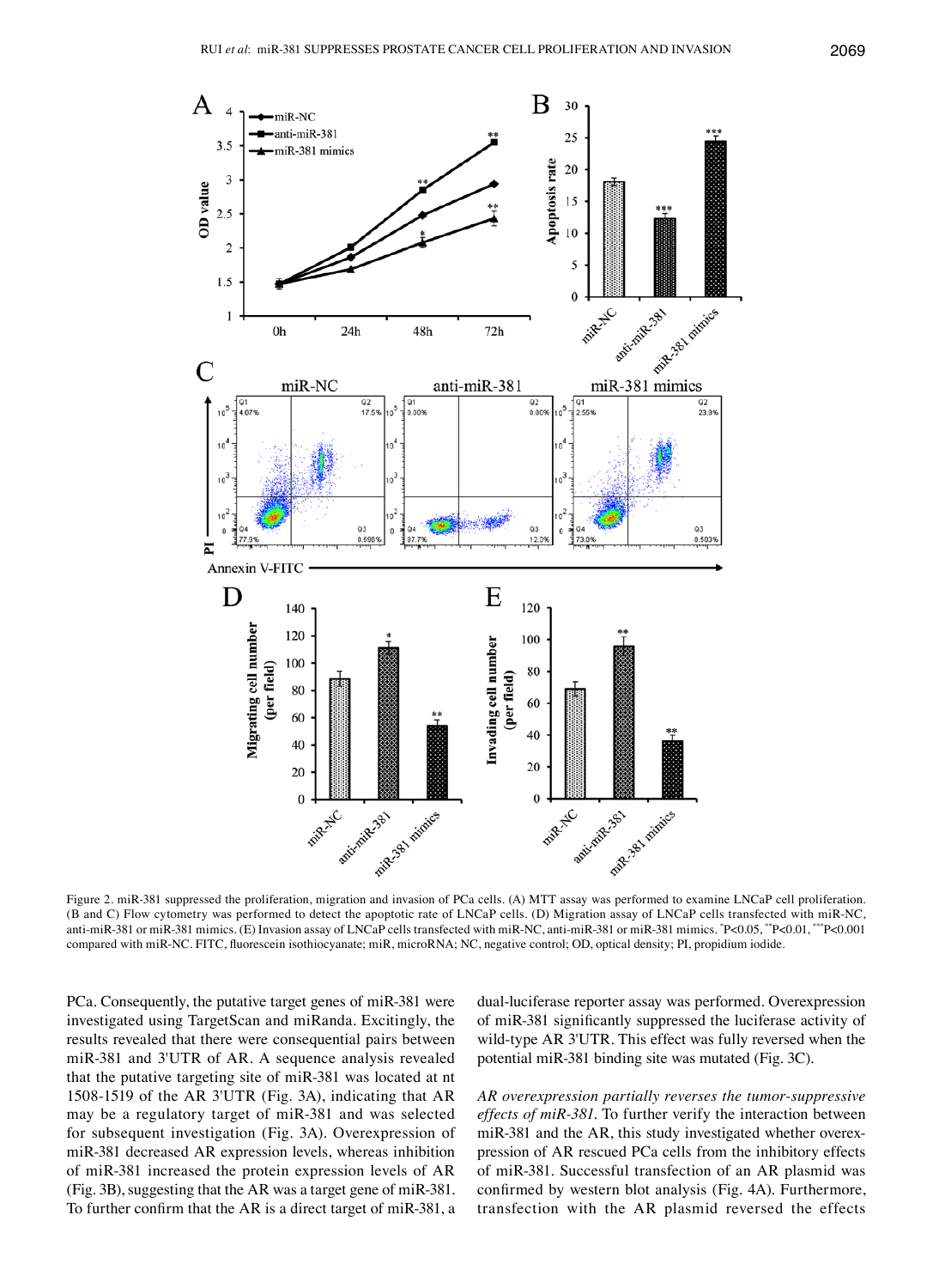Figure 2. miR-381 suppressed the proliferation, migration and invasion of PCa cells. (A) MTT assay was performed to examine LNCaP cell proliferation. (B and C) Flow cytometry was performed to detect the apoptotic rate of LNCaP cells. (D) Migration assay of LNCaP cells transfected with miR-NC, anti-miR-381 or miR-381 mimics. (E) Invasion assay of LNCaP cells transfected with miR-NC, anti-miR-381 or miR-381 mimics. *P<0.05, **P<0.01, ***P<0.001 compared with miR-NC. FITC, fluorescein isothiocyanate; miR, microRNA; NC, negative control; OD, optical density; PI, propidium iodide.

PCa. Consequently, the putative target genes of miR-381 were investigated using TargetScan and miRanda. Excitingly, the results revealed that there were consequential pairs between miR-381 and 3'UTR of AR. A sequence analysis revealed that the putative targeting site of miR-381 was located at nt 1508-1519 of the AR 3'UTR (Fig. 3A), indicating that AR may be a regulatory target of miR-381 and was selected for subsequent investigation (Fig. 3A). Overexpression of miR-381 decreased AR expression levels, whereas inhibition of miR-381 increased the protein expression levels of AR (Fig. 3B), suggesting that the AR was a target gene of miR-381. To further confirm that the AR is a direct target of miR-381, a dual-luciferase reporter assay was performed. Overexpression of miR-381 significantly suppressed the luciferase activity of wild-type AR 3'UTR. This effect was fully reversed when the potential miR-381 binding site was mutated (Fig. 3C).

*AR overexpression partially reverses the tumor-suppressive effects of miR-381.* To further verify the interaction between miR-381 and the AR, this study investigated whether overexpression of AR rescued PCa cells from the inhibitory effects of miR-381. Successful transfection of an AR plasmid was confirmed by western blot analysis (Fig. 4A). Furthermore, transfection with the AR plasmid reversed the effects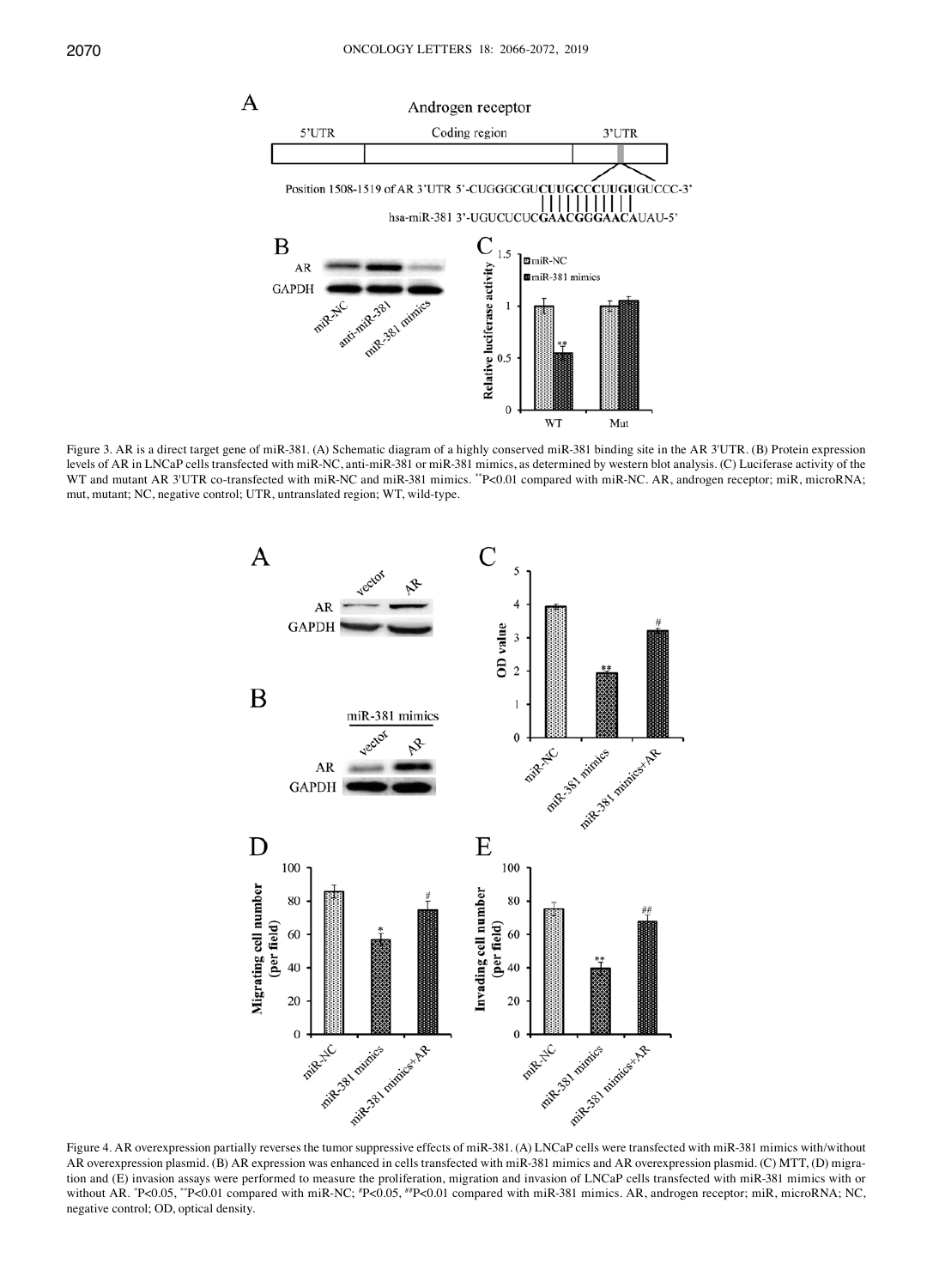Figure 3. AR is a direct target gene of miR-381. (A) Schematic diagram of a highly conserved miR-381 binding site in the AR 3'UTR. (B) Protein expression levels of AR in LNCaP cells transfected with miR-NC, anti-miR-381 or miR-381 mimics, as determined by western blot analysis. (C) Luciferase activity of the WT and mutant AR 3'UTR co-transfected with miR-NC and miR-381 mimics. $^{**}P<0.01$ compared with miR-NC. AR, androgen receptor; miR, microRNA; mut, mutant; NC, negative control; UTR, untranslated region; WT, wild-type.

Figure 4. AR overexpression partially reverses the tumor suppressive effects of miR-381. (A) LNCaP cells were transfected with miR-381 mimics with/without AR overexpression plasmid. (B) AR expression was enhanced in cells transfected with miR-381 mimics and AR overexpression plasmid. (C) MTT, (D) migration and (E) invasion assays were performed to measure the proliferation, migration and invasion of LNCaP cells transfected with miR-381 mimics with or without AR. $^{*}P<0.05$, $^{**}P<0.01$ compared with miR-NC; $^{\#}P<0.05$, $^{\#\#}P<0.01$ compared with miR-381 mimics. AR, androgen receptor; miR, microRNA; NC, negative control; OD, optical density.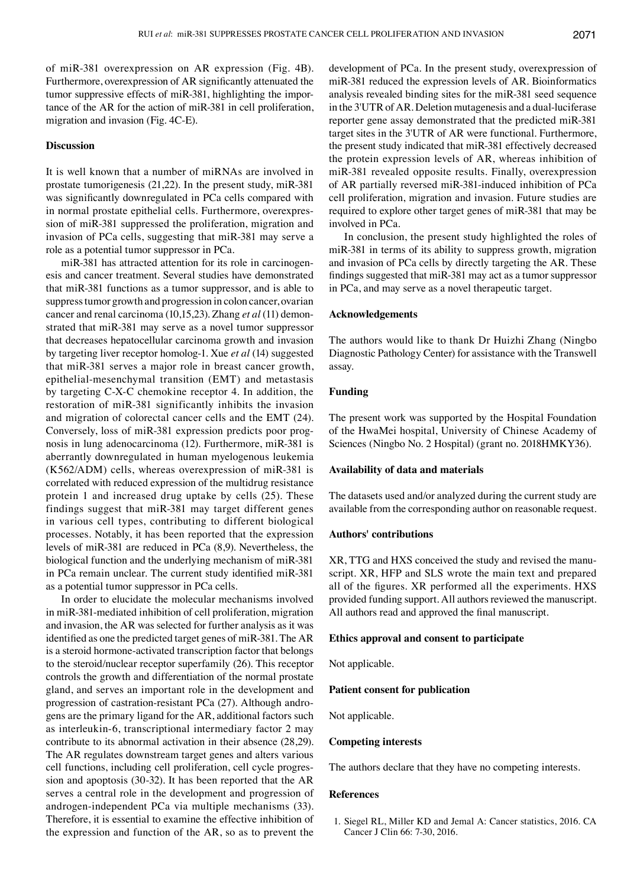of miR-381 overexpression on AR expression (Fig. 4B). Furthermore, overexpression of AR significantly attenuated the tumor suppressive effects of miR-381, highlighting the importance of the AR for the action of miR-381 in cell proliferation, migration and invasion (Fig. 4C-E).

## Discussion

It is well known that a number of miRNAs are involved in prostate tumorigenesis (21,22). In the present study, miR-381 was significantly downregulated in PCa cells compared with in normal prostate epithelial cells. Furthermore, overexpression of miR-381 suppressed the proliferation, migration and invasion of PCa cells, suggesting that miR-381 may serve a role as a potential tumor suppressor in PCa.

miR-381 has attracted attention for its role in carcinogenesis and cancer treatment. Several studies have demonstrated that miR-381 functions as a tumor suppressor, and is able to suppress tumor growth and progression in colon cancer, ovarian cancer and renal carcinoma (10,15,23). Zhang *et al* (11) demonstrated that miR-381 may serve as a novel tumor suppressor that decreases hepatocellular carcinoma growth and invasion by targeting liver receptor homolog-1. Xue *et al* (14) suggested that miR-381 serves a major role in breast cancer growth, epithelial-mesenchymal transition (EMT) and metastasis by targeting C-X-C chemokine receptor 4. In addition, the restoration of miR-381 significantly inhibits the invasion and migration of colorectal cancer cells and the EMT (24). Conversely, loss of miR-381 expression predicts poor prognosis in lung adenocarcinoma (12). Furthermore, miR-381 is aberrantly downregulated in human myelogenous leukemia (K562/ADM) cells, whereas overexpression of miR-381 is correlated with reduced expression of the multidrug resistance protein 1 and increased drug uptake by cells (25). These findings suggest that miR-381 may target different genes in various cell types, contributing to different biological processes. Notably, it has been reported that the expression levels of miR-381 are reduced in PCa (8,9). Nevertheless, the biological function and the underlying mechanism of miR-381 in PCa remain unclear. The current study identified miR-381 as a potential tumor suppressor in PCa cells.

In order to elucidate the molecular mechanisms involved in miR-381-mediated inhibition of cell proliferation, migration and invasion, the AR was selected for further analysis as it was identified as one the predicted target genes of miR-381. The AR is a steroid hormone-activated transcription factor that belongs to the steroid/nuclear receptor superfamily (26). This receptor controls the growth and differentiation of the normal prostate gland, and serves an important role in the development and progression of castration-resistant PCa (27). Although androgens are the primary ligand for the AR, additional factors such as interleukin-6, transcriptional intermediary factor 2 may contribute to its abnormal activation in their absence (28,29). The AR regulates downstream target genes and alters various cell functions, including cell proliferation, cell cycle progression and apoptosis (30-32). It has been reported that the AR serves a central role in the development and progression of androgen-independent PCa via multiple mechanisms (33). Therefore, it is essential to examine the effective inhibition of the expression and function of the AR, so as to prevent the development of PCa. In the present study, overexpression of miR-381 reduced the expression levels of AR. Bioinformatics analysis revealed binding sites for the miR-381 seed sequence in the 3'UTR of AR. Deletion mutagenesis and a dual-luciferase reporter gene assay demonstrated that the predicted miR-381 target sites in the 3'UTR of AR were functional. Furthermore, the present study indicated that miR-381 effectively decreased the protein expression levels of AR, whereas inhibition of miR-381 revealed opposite results. Finally, overexpression of AR partially reversed miR-381-induced inhibition of PCa cell proliferation, migration and invasion. Future studies are required to explore other target genes of miR-381 that may be involved in PCa.

In conclusion, the present study highlighted the roles of miR-381 in terms of its ability to suppress growth, migration and invasion of PCa cells by directly targeting the AR. These findings suggested that miR-381 may act as a tumor suppressor in PCa, and may serve as a novel therapeutic target.

## Acknowledgements

The authors would like to thank Dr Huizhi Zhang (Ningbo Diagnostic Pathology Center) for assistance with the Transwell assay.

## Funding

The present work was supported by the Hospital Foundation of the HwaMei hospital, University of Chinese Academy of Sciences (Ningbo No. 2 Hospital) (grant no. 2018HMKY36).

## Availability of data and materials

The datasets used and/or analyzed during the current study are available from the corresponding author on reasonable request.

## Authors' contributions

XR, TTG and HXS conceived the study and revised the manuscript. XR, HFP and SLS wrote the main text and prepared all of the figures. XR performed all the experiments. HXS provided funding support. All authors reviewed the manuscript. All authors read and approved the final manuscript.

## Ethics approval and consent to participate

Not applicable.

## Patient consent for publication

Not applicable.

## Competing interests

The authors declare that they have no competing interests.

## References

1. Siegel RL, Miller KD and Jemal A: Cancer statistics, 2016. CA Cancer J Clin 66: 7-30, 2016.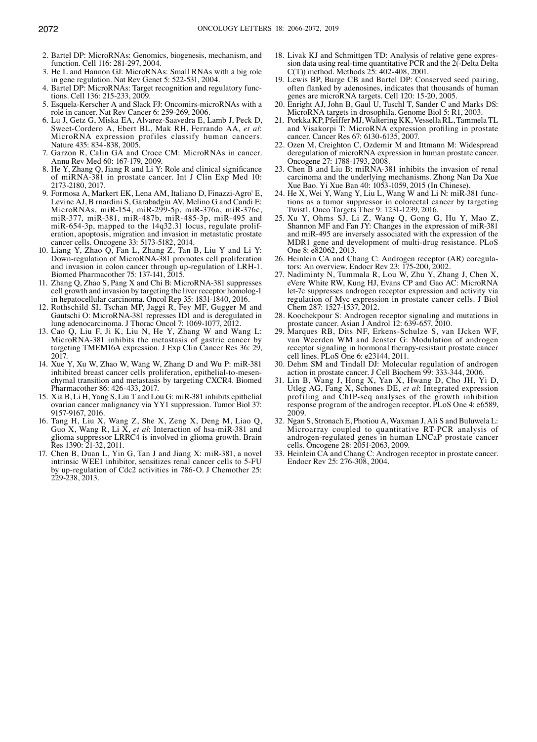2. Bartel DP: MicroRNAs: Genomics, biogenesis, mechanism, and function. Cell 116: 281-297, 2004.
3. He L and Hannon GJ: MicroRNAs: Small RNAs with a big role in gene regulation. Nat Rev Genet 5: 522-531, 2004.
4. Bartel DP: MicroRNAs: Target recognition and regulatory functions. Cell 136: 215-233, 2009.
5. Esquela-Kerscher A and Slack FJ: Oncomirs-microRNAs with a role in cancer. Nat Rev Cancer 6: 259-269, 2006.
6. Lu J, Getz G, Miska EA, Alvarez-Saavedra E, Lamb J, Peck D, Sweet-Cordero A, Ebert BL, Mak RH, Ferrando AA, *et al*: MicroRNA expression profiles classify human cancers. Nature 435: 834-838, 2005.
7. Garzon R, Calin GA and Croce CM: MicroRNAs in cancer. Annu Rev Med 60: 167-179, 2009.
8. He Y, Zhang Q, Jiang R and Li Y: Role and clinical significance of miRNA-381 in prostate cancer. Int J Clin Exp Med 10: 2173-2180, 2017.
9. Formosa A, Markert EK, Lena AM, Italiano D, Finazzi-Agro' E, Levine AJ, B rnardini S, Garabadgiu AV, Melino G and Candi E: MicroRNAs, miR-154, miR-299-5p, miR-376a, miR-376c, miR-377, miR-381, miR-487b, miR-485-3p, miR-495 and miR-654-3p, mapped to the 14q32.31 locus, regulate proliferation, apoptosis, migration and invasion in metastatic prostate cancer cells. Oncogene 33: 5173-5182, 2014.
10. Liang Y, Zhao Q, Fan L, Zhang Z, Tan B, Liu Y and Li Y: Down-regulation of MicroRNA-381 promotes cell proliferation and invasion in colon cancer through up-regulation of LRH-1. Biomed Pharmacother 75: 137-141, 2015.
11. Zhang Q, Zhao S, Pang X and Chi B: MicroRNA-381 suppresses cell growth and invasion by targeting the liver receptor homolog-1 in hepatocellular carcinoma. Oncol Rep 35: 1831-1840, 2016.
12. Rothschild SI, Tschan MP, Jaggi R, Fey MF, Gugger M and Gautschi O: MicroRNA-381 represses ID1 and is deregulated in lung adenocarcinoma. J Thorac Oncol 7: 1069-1077, 2012.
13. Cao Q, Liu F, Ji K, Liu N, He Y, Zhang W and Wang L: MicroRNA-381 inhibits the metastasis of gastric cancer by targeting TMEM16A expression. J Exp Clin Cancer Res 36: 29, 2017.
14. Xue Y, Xu W, Zhao W, Wang W, Zhang D and Wu P: miR-381 inhibited breast cancer cells proliferation, epithelial-to-mesenchymal transition and metastasis by targeting CXCR4. Biomed Pharmacother 86: 426-433, 2017.
15. Xia B, Li H, Yang S, Liu T and Lou G: miR-381 inhibits epithelial ovarian cancer malignancy via YY1 suppression. Tumor Biol 37: 9157-9167, 2016.
16. Tang H, Liu X, Wang Z, She X, Zeng X, Deng M, Liao Q, Guo X, Wang R, Li X, *et al*: Interaction of hsa-miR-381 and glioma suppressor LRRC4 is involved in glioma growth. Brain Res 1390: 21-32, 2011.
17. Chen B, Duan L, Yin G, Tan J and Jiang X: miR-381, a novel intrinsic WEE1 inhibitor, sensitizes renal cancer cells to 5-FU by up-regulation of Cdc2 activities in 786-O. J Chemother 25: 229-238, 2013.
18. Livak KJ and Schmittgen TD: Analysis of relative gene expression data using real-time quantitative PCR and the 2(-Delta Delta C(T)) method. Methods 25: 402-408, 2001.
19. Lewis BP, Burge CB and Bartel DP: Conserved seed pairing, often flanked by adenosines, indicates that thousands of human genes are microRNA targets. Cell 120: 15-20, 2005.
20. Enright AJ, John B, Gaul U, Tuschl T, Sander C and Marks DS: MicroRNA targets in drosophila. Genome Biol 5: R1, 2003.
21. Porkka KP, Pfeiffer MJ, Waltering KK, Vessella RL, Tammela TL and Visakorpi T: MicroRNA expression profiling in prostate cancer. Cancer Res 67: 6130-6135, 2007.
22. Ozen M, Creighton C, Ozdemir M and Ittmann M: Widespread deregulation of microRNA expression in human prostate cancer. Oncogene 27: 1788-1793, 2008.
23. Chen B and Liu B: miRNA-381 inhibits the invasion of renal carcinoma and the underlying mechanisms. Zhong Nan Da Xue Xue Bao. Yi Xue Ban 40: 1053-1059, 2015 (In Chinese).
24. He X, Wei Y, Wang Y, Liu L, Wang W and Li N: miR-381 functions as a tumor suppressor in colorectal cancer by targeting Twist1. Onco Targets Ther 9: 1231-1239, 2016.
25. Xu Y, Ohms SJ, Li Z, Wang Q, Gong G, Hu Y, Mao Z, Shannon MF and Fan JY: Changes in the expression of miR-381 and miR-495 are inversely associated with the expression of the MDR1 gene and development of multi-drug resistance. PLoS One 8: e82062, 2013.
26. Heinlein CA and Chang C: Androgen receptor (AR) coregulators: An overview. Endocr Rev 23: 175-200, 2002.
27. Nadiminty N, Tummala R, Lou W, Zhu Y, Zhang J, Chen X, eVere White RW, Kung HJ, Evans CP and Gao AC: MicroRNA let-7c suppresses androgen receptor expression and activity via regulation of Myc expression in prostate cancer cells. J Biol Chem 287: 1527-1537, 2012.
28. Koochekpour S: Androgen receptor signaling and mutations in prostate cancer. Asian J Androl 12: 639-657, 2010.
29. Marques RB, Dits NF, Erkens-Schulze S, van IJcken WF, van Weerden WM and Jenster G: Modulation of androgen receptor signaling in hormonal therapy-resistant prostate cancer cell lines. PLoS One 6: e23144, 2011.
30. Dehm SM and Tindall DJ: Molecular regulation of androgen action in prostate cancer. J Cell Biochem 99: 333-344, 2006.
31. Lin B, Wang J, Hong X, Yan X, Hwang D, Cho JH, Yi D, Utleg AG, Fang X, Schones DE, *et al*: Integrated expression profiling and ChIP-seq analyses of the growth inhibition response program of the androgen receptor. PLoS One 4: e6589, 2009.
32. Ngan S, Stronach E, Photiou A, Waxman J, Ali S and Buluwela L: Microarray coupled to quantitative RT-PCR analysis of androgen-regulated genes in human LNCaP prostate cancer cells. Oncogene 28: 2051-2063, 2009.
33. Heinlein CA and Chang C: Androgen receptor in prostate cancer. Endocr Rev 25: 276-308, 2004.